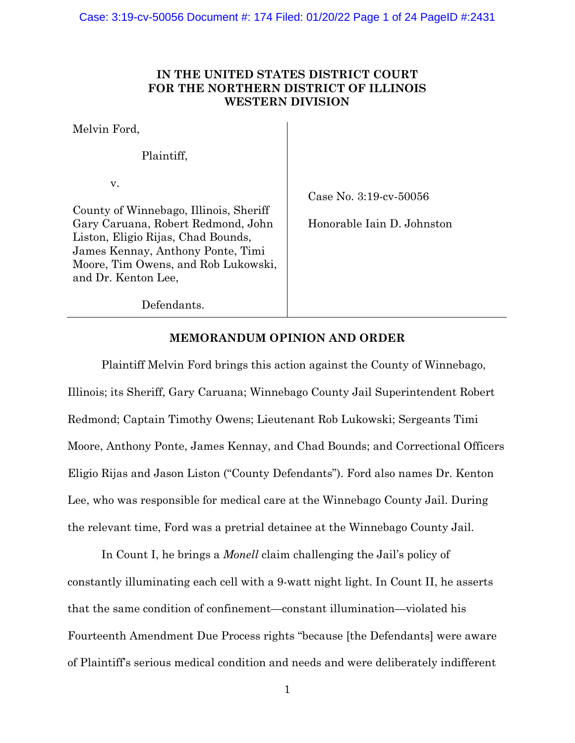**IN THE UNITED STATES DISTRICT COURT**
**FOR THE NORTHERN DISTRICT OF ILLINOIS**
**WESTERN DIVISION**

| | |
|---|---|
| Melvin Ford,<br><br>Plaintiff,<br><br>v.<br><br>County of Winnebago, Illinois, Sheriff Gary Caruana, Robert Redmond, John Liston, Eligio Rijas, Chad Bounds, James Kennay, Anthony Ponte, Timi Moore, Tim Owens, and Rob Lukowski, and Dr. Kenton Lee,<br><br>Defendants. | Case No. 3:19-cv-50056<br><br>Honorable Iain D. Johnston |

**MEMORANDUM OPINION AND ORDER**

Plaintiff Melvin Ford brings this action against the County of Winnebago, Illinois; its Sheriff, Gary Caruana; Winnebago County Jail Superintendent Robert Redmond; Captain Timothy Owens; Lieutenant Rob Lukowski; Sergeants Timi Moore, Anthony Ponte, James Kennay, and Chad Bounds; and Correctional Officers Eligio Rijas and Jason Liston ("County Defendants"). Ford also names Dr. Kenton Lee, who was responsible for medical care at the Winnebago County Jail. During the relevant time, Ford was a pretrial detainee at the Winnebago County Jail.

In Count I, he brings a *Monell* claim challenging the Jail's policy of constantly illuminating each cell with a 9-watt night light. In Count II, he asserts that the same condition of confinement—constant illumination—violated his Fourteenth Amendment Due Process rights "because [the Defendants] were aware of Plaintiff's serious medical condition and needs and were deliberately indifferent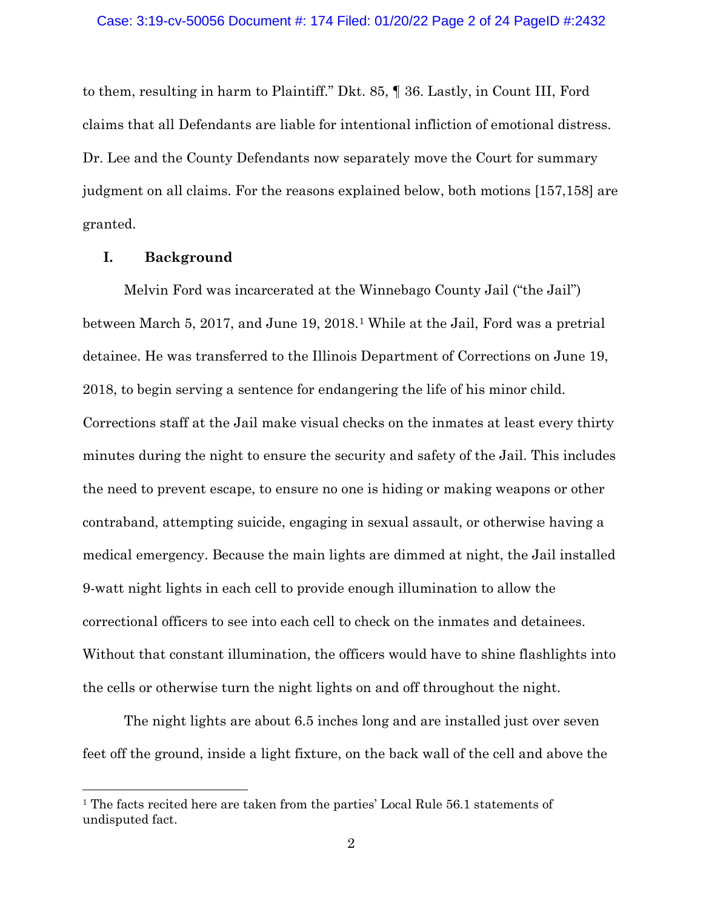to them, resulting in harm to Plaintiff." Dkt. 85, ¶ 36. Lastly, in Count III, Ford claims that all Defendants are liable for intentional infliction of emotional distress. Dr. Lee and the County Defendants now separately move the Court for summary judgment on all claims. For the reasons explained below, both motions [157,158] are granted.

## I. Background

Melvin Ford was incarcerated at the Winnebago County Jail ("the Jail") between March 5, 2017, and June 19, 2018.[1] While at the Jail, Ford was a pretrial detainee. He was transferred to the Illinois Department of Corrections on June 19, 2018, to begin serving a sentence for endangering the life of his minor child. Corrections staff at the Jail make visual checks on the inmates at least every thirty minutes during the night to ensure the security and safety of the Jail. This includes the need to prevent escape, to ensure no one is hiding or making weapons or other contraband, attempting suicide, engaging in sexual assault, or otherwise having a medical emergency. Because the main lights are dimmed at night, the Jail installed 9-watt night lights in each cell to provide enough illumination to allow the correctional officers to see into each cell to check on the inmates and detainees. Without that constant illumination, the officers would have to shine flashlights into the cells or otherwise turn the night lights on and off throughout the night.

The night lights are about 6.5 inches long and are installed just over seven feet off the ground, inside a light fixture, on the back wall of the cell and above the

[1] The facts recited here are taken from the parties' Local Rule 56.1 statements of undisputed fact.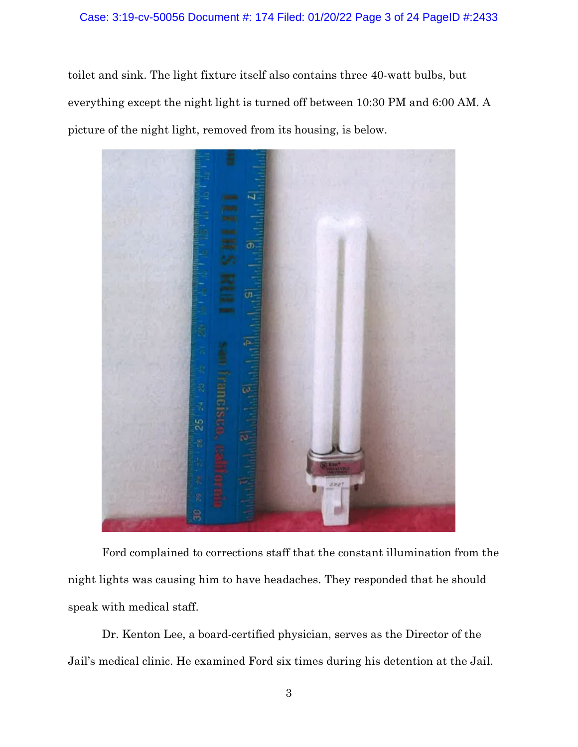toilet and sink. The light fixture itself also contains three 40-watt bulbs, but everything except the night light is turned off between 10:30 PM and 6:00 AM. A picture of the night light, removed from its housing, is below.

Ford complained to corrections staff that the constant illumination from the night lights was causing him to have headaches. They responded that he should speak with medical staff.

Dr. Kenton Lee, a board-certified physician, serves as the Director of the Jail's medical clinic. He examined Ford six times during his detention at the Jail.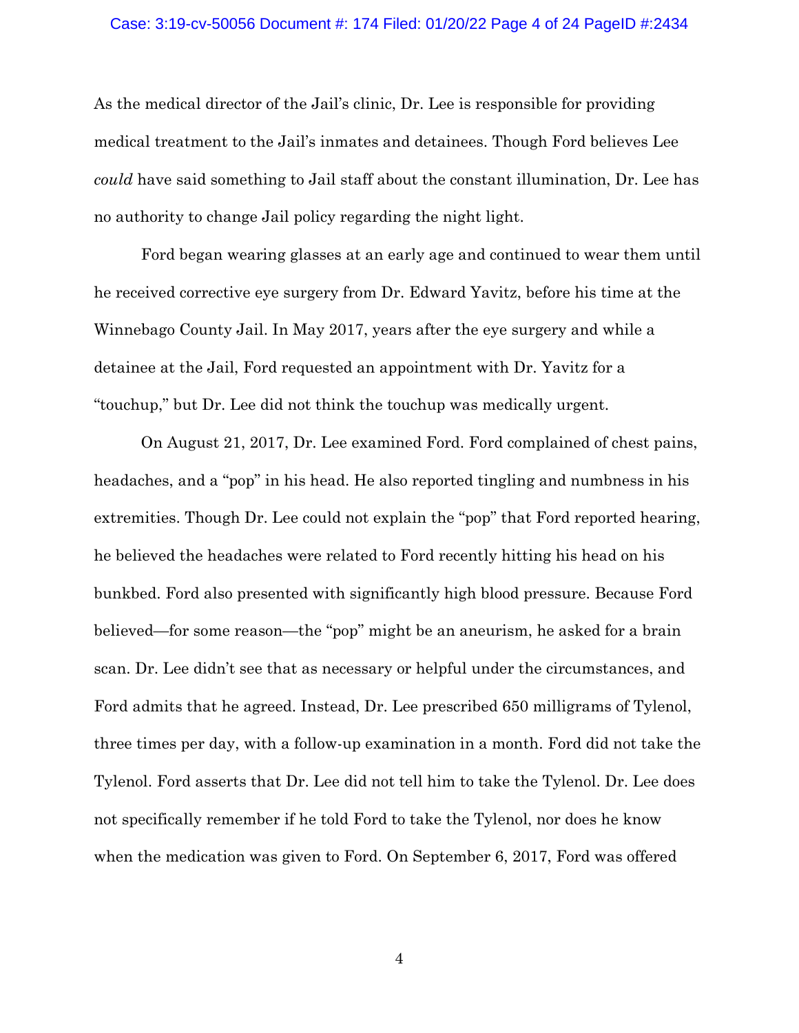As the medical director of the Jail's clinic, Dr. Lee is responsible for providing medical treatment to the Jail's inmates and detainees. Though Ford believes Lee *could* have said something to Jail staff about the constant illumination, Dr. Lee has no authority to change Jail policy regarding the night light.

Ford began wearing glasses at an early age and continued to wear them until he received corrective eye surgery from Dr. Edward Yavitz, before his time at the Winnebago County Jail. In May 2017, years after the eye surgery and while a detainee at the Jail, Ford requested an appointment with Dr. Yavitz for a "touchup," but Dr. Lee did not think the touchup was medically urgent.

On August 21, 2017, Dr. Lee examined Ford. Ford complained of chest pains, headaches, and a "pop" in his head. He also reported tingling and numbness in his extremities. Though Dr. Lee could not explain the "pop" that Ford reported hearing, he believed the headaches were related to Ford recently hitting his head on his bunkbed. Ford also presented with significantly high blood pressure. Because Ford believed—for some reason—the "pop" might be an aneurism, he asked for a brain scan. Dr. Lee didn't see that as necessary or helpful under the circumstances, and Ford admits that he agreed. Instead, Dr. Lee prescribed 650 milligrams of Tylenol, three times per day, with a follow-up examination in a month. Ford did not take the Tylenol. Ford asserts that Dr. Lee did not tell him to take the Tylenol. Dr. Lee does not specifically remember if he told Ford to take the Tylenol, nor does he know when the medication was given to Ford. On September 6, 2017, Ford was offered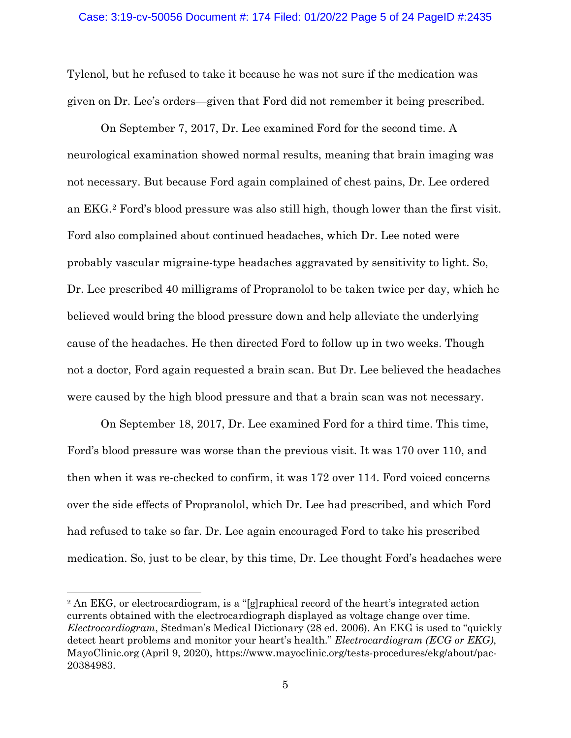Tylenol, but he refused to take it because he was not sure if the medication was given on Dr. Lee's orders—given that Ford did not remember it being prescribed.

On September 7, 2017, Dr. Lee examined Ford for the second time. A neurological examination showed normal results, meaning that brain imaging was not necessary. But because Ford again complained of chest pains, Dr. Lee ordered an EKG.[2] Ford's blood pressure was also still high, though lower than the first visit. Ford also complained about continued headaches, which Dr. Lee noted were probably vascular migraine-type headaches aggravated by sensitivity to light. So, Dr. Lee prescribed 40 milligrams of Propranolol to be taken twice per day, which he believed would bring the blood pressure down and help alleviate the underlying cause of the headaches. He then directed Ford to follow up in two weeks. Though not a doctor, Ford again requested a brain scan. But Dr. Lee believed the headaches were caused by the high blood pressure and that a brain scan was not necessary.

On September 18, 2017, Dr. Lee examined Ford for a third time. This time, Ford's blood pressure was worse than the previous visit. It was 170 over 110, and then when it was re-checked to confirm, it was 172 over 114. Ford voiced concerns over the side effects of Propranolol, which Dr. Lee had prescribed, and which Ford had refused to take so far. Dr. Lee again encouraged Ford to take his prescribed medication. So, just to be clear, by this time, Dr. Lee thought Ford's headaches were

---

[2] An EKG, or electrocardiogram, is a "[g]raphical record of the heart's integrated action currents obtained with the electrocardiograph displayed as voltage change over time. *Electrocardiogram*, Stedman's Medical Dictionary (28 ed. 2006). An EKG is used to "quickly detect heart problems and monitor your heart's health." *Electrocardiogram (ECG or EKG)*, MayoClinic.org (April 9, 2020), https://www.mayoclinic.org/tests-procedures/ekg/about/pac-20384983.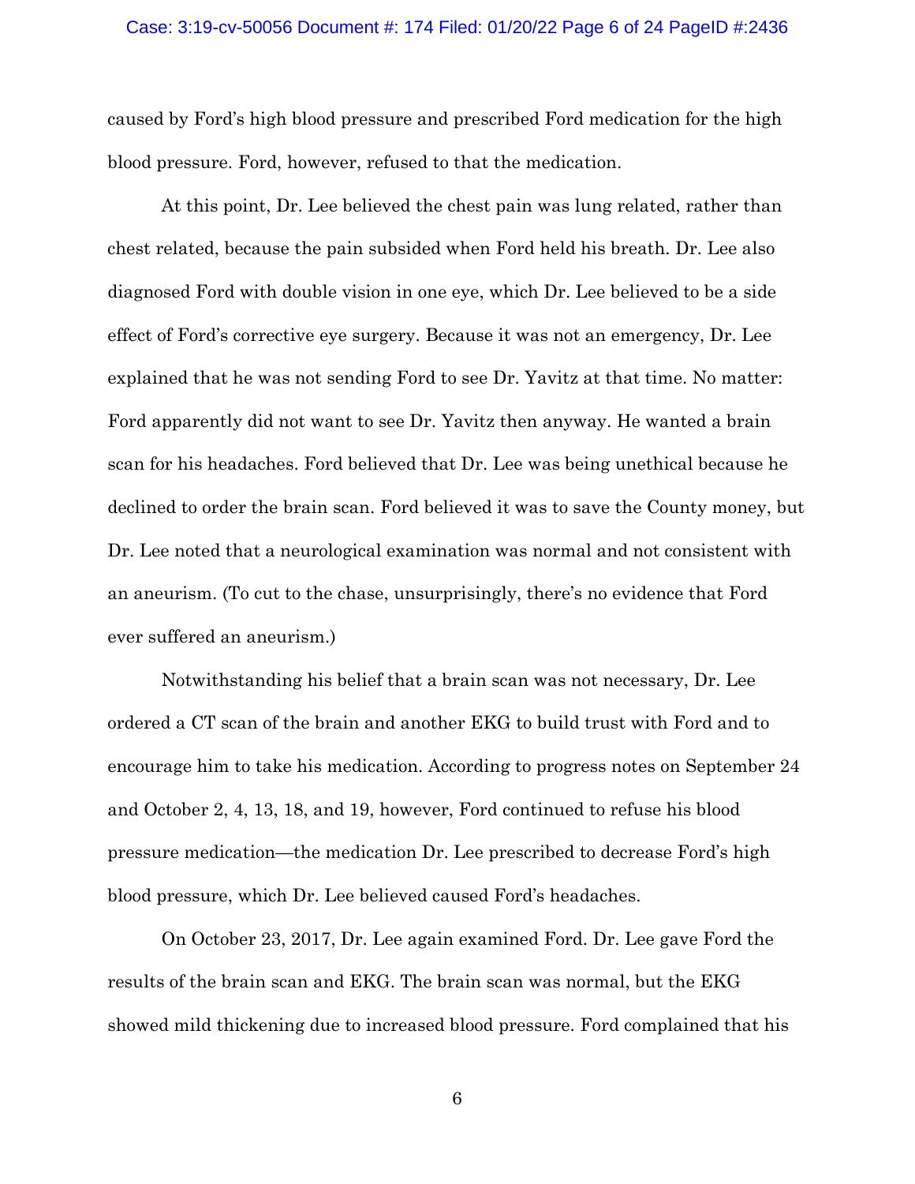caused by Ford's high blood pressure and prescribed Ford medication for the high blood pressure. Ford, however, refused to that the medication.

At this point, Dr. Lee believed the chest pain was lung related, rather than chest related, because the pain subsided when Ford held his breath. Dr. Lee also diagnosed Ford with double vision in one eye, which Dr. Lee believed to be a side effect of Ford's corrective eye surgery. Because it was not an emergency, Dr. Lee explained that he was not sending Ford to see Dr. Yavitz at that time. No matter: Ford apparently did not want to see Dr. Yavitz then anyway. He wanted a brain scan for his headaches. Ford believed that Dr. Lee was being unethical because he declined to order the brain scan. Ford believed it was to save the County money, but Dr. Lee noted that a neurological examination was normal and not consistent with an aneurism. (To cut to the chase, unsurprisingly, there's no evidence that Ford ever suffered an aneurism.)

Notwithstanding his belief that a brain scan was not necessary, Dr. Lee ordered a CT scan of the brain and another EKG to build trust with Ford and to encourage him to take his medication. According to progress notes on September 24 and October 2, 4, 13, 18, and 19, however, Ford continued to refuse his blood pressure medication—the medication Dr. Lee prescribed to decrease Ford's high blood pressure, which Dr. Lee believed caused Ford's headaches.

On October 23, 2017, Dr. Lee again examined Ford. Dr. Lee gave Ford the results of the brain scan and EKG. The brain scan was normal, but the EKG showed mild thickening due to increased blood pressure. Ford complained that his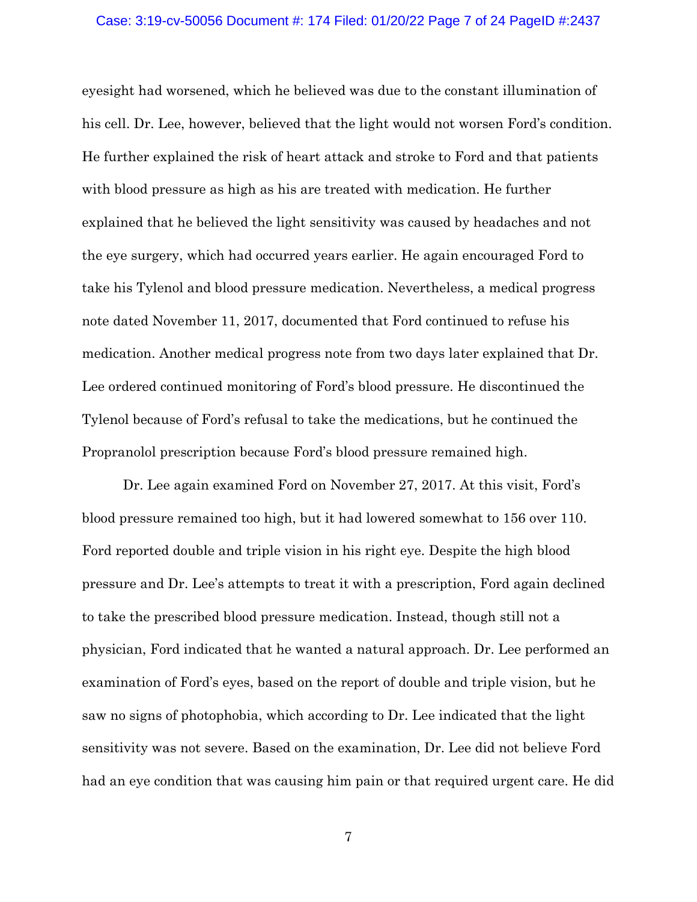eyesight had worsened, which he believed was due to the constant illumination of his cell. Dr. Lee, however, believed that the light would not worsen Ford's condition. He further explained the risk of heart attack and stroke to Ford and that patients with blood pressure as high as his are treated with medication. He further explained that he believed the light sensitivity was caused by headaches and not the eye surgery, which had occurred years earlier. He again encouraged Ford to take his Tylenol and blood pressure medication. Nevertheless, a medical progress note dated November 11, 2017, documented that Ford continued to refuse his medication. Another medical progress note from two days later explained that Dr. Lee ordered continued monitoring of Ford's blood pressure. He discontinued the Tylenol because of Ford's refusal to take the medications, but he continued the Propranolol prescription because Ford's blood pressure remained high.

Dr. Lee again examined Ford on November 27, 2017. At this visit, Ford's blood pressure remained too high, but it had lowered somewhat to 156 over 110. Ford reported double and triple vision in his right eye. Despite the high blood pressure and Dr. Lee's attempts to treat it with a prescription, Ford again declined to take the prescribed blood pressure medication. Instead, though still not a physician, Ford indicated that he wanted a natural approach. Dr. Lee performed an examination of Ford's eyes, based on the report of double and triple vision, but he saw no signs of photophobia, which according to Dr. Lee indicated that the light sensitivity was not severe. Based on the examination, Dr. Lee did not believe Ford had an eye condition that was causing him pain or that required urgent care. He did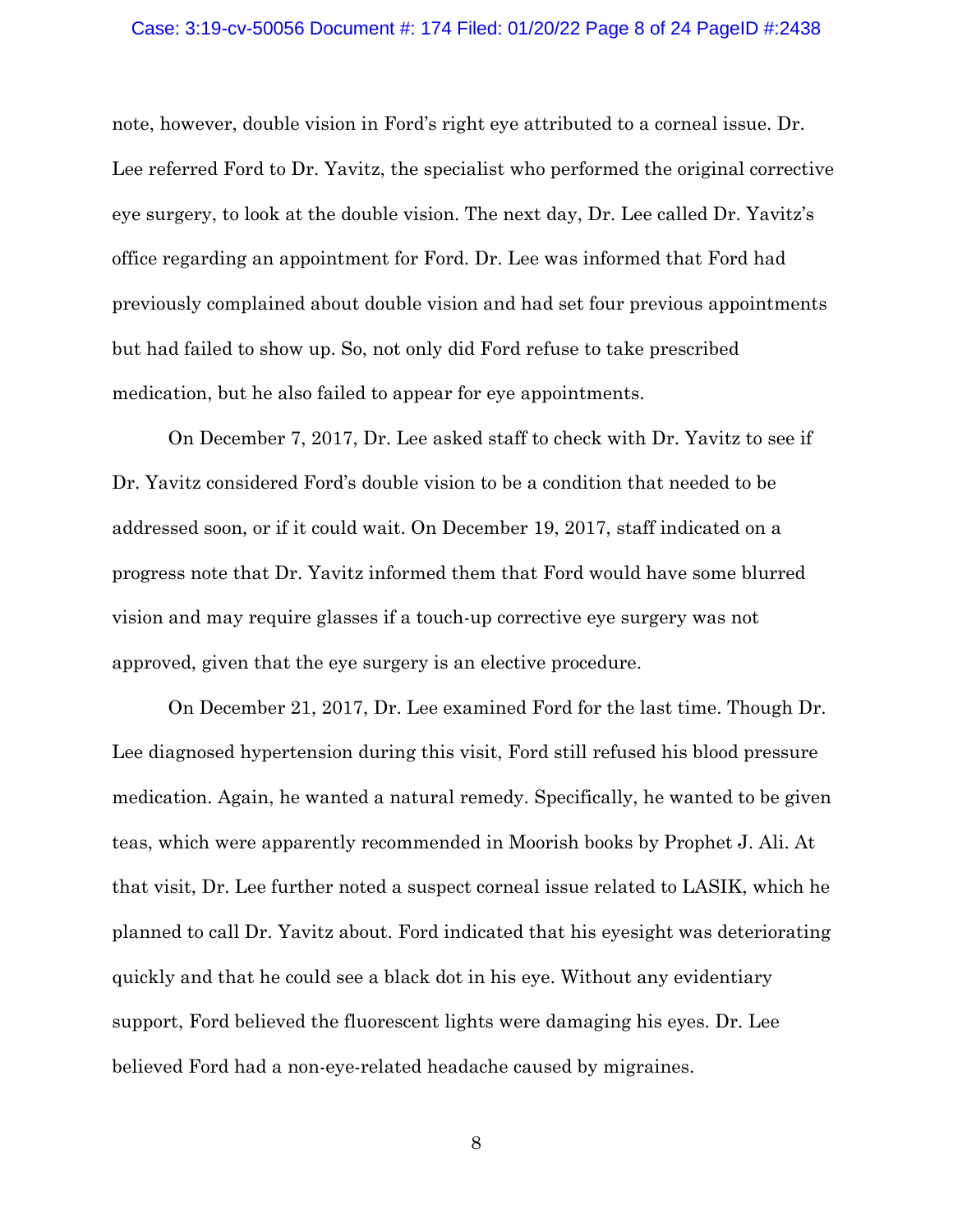note, however, double vision in Ford's right eye attributed to a corneal issue. Dr. Lee referred Ford to Dr. Yavitz, the specialist who performed the original corrective eye surgery, to look at the double vision. The next day, Dr. Lee called Dr. Yavitz's office regarding an appointment for Ford. Dr. Lee was informed that Ford had previously complained about double vision and had set four previous appointments but had failed to show up. So, not only did Ford refuse to take prescribed medication, but he also failed to appear for eye appointments.

On December 7, 2017, Dr. Lee asked staff to check with Dr. Yavitz to see if Dr. Yavitz considered Ford's double vision to be a condition that needed to be addressed soon, or if it could wait. On December 19, 2017, staff indicated on a progress note that Dr. Yavitz informed them that Ford would have some blurred vision and may require glasses if a touch-up corrective eye surgery was not approved, given that the eye surgery is an elective procedure.

On December 21, 2017, Dr. Lee examined Ford for the last time. Though Dr. Lee diagnosed hypertension during this visit, Ford still refused his blood pressure medication. Again, he wanted a natural remedy. Specifically, he wanted to be given teas, which were apparently recommended in Moorish books by Prophet J. Ali. At that visit, Dr. Lee further noted a suspect corneal issue related to LASIK, which he planned to call Dr. Yavitz about. Ford indicated that his eyesight was deteriorating quickly and that he could see a black dot in his eye. Without any evidentiary support, Ford believed the fluorescent lights were damaging his eyes. Dr. Lee believed Ford had a non-eye-related headache caused by migraines.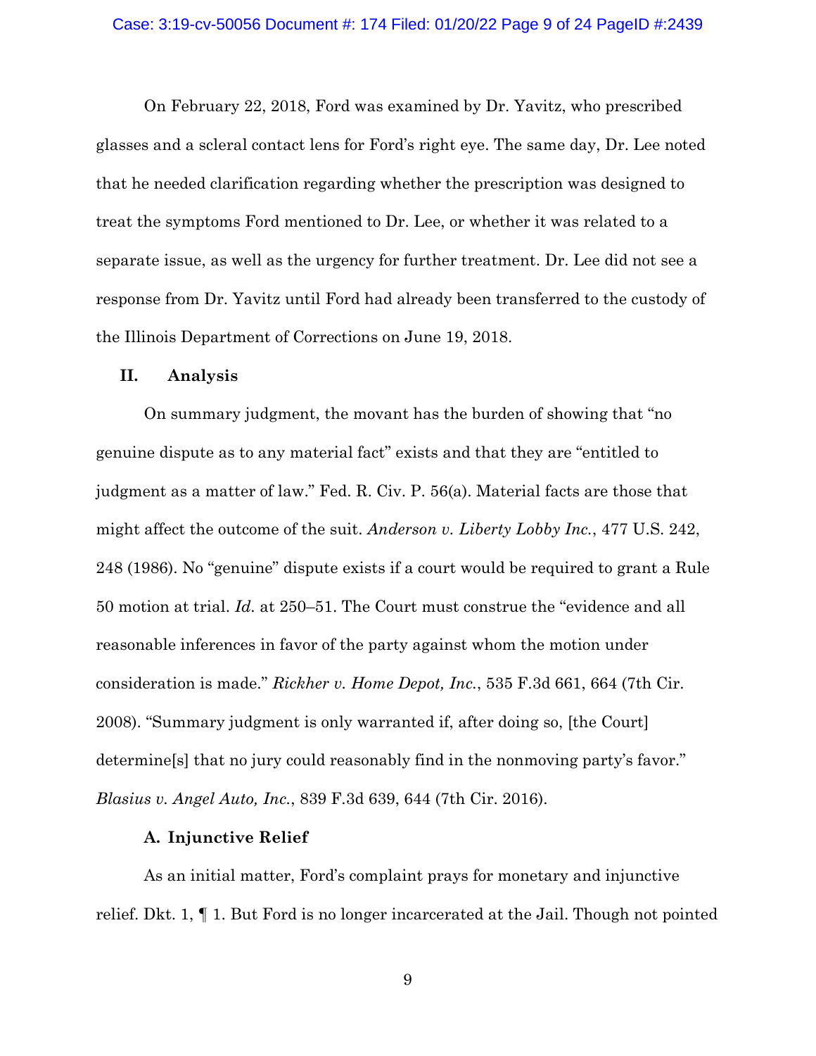On February 22, 2018, Ford was examined by Dr. Yavitz, who prescribed glasses and a scleral contact lens for Ford's right eye. The same day, Dr. Lee noted that he needed clarification regarding whether the prescription was designed to treat the symptoms Ford mentioned to Dr. Lee, or whether it was related to a separate issue, as well as the urgency for further treatment. Dr. Lee did not see a response from Dr. Yavitz until Ford had already been transferred to the custody of the Illinois Department of Corrections on June 19, 2018.

## II. Analysis

On summary judgment, the movant has the burden of showing that "no genuine dispute as to any material fact" exists and that they are "entitled to judgment as a matter of law." Fed. R. Civ. P. 56(a). Material facts are those that might affect the outcome of the suit. *Anderson v. Liberty Lobby Inc.*, 477 U.S. 242, 248 (1986). No "genuine" dispute exists if a court would be required to grant a Rule 50 motion at trial. *Id.* at 250–51. The Court must construe the "evidence and all reasonable inferences in favor of the party against whom the motion under consideration is made." *Rickher v. Home Depot, Inc.*, 535 F.3d 661, 664 (7th Cir. 2008). "Summary judgment is only warranted if, after doing so, [the Court] determine[s] that no jury could reasonably find in the nonmoving party's favor." *Blasius v. Angel Auto, Inc.*, 839 F.3d 639, 644 (7th Cir. 2016).

### A. Injunctive Relief

As an initial matter, Ford's complaint prays for monetary and injunctive relief. Dkt. 1, ¶ 1. But Ford is no longer incarcerated at the Jail. Though not pointed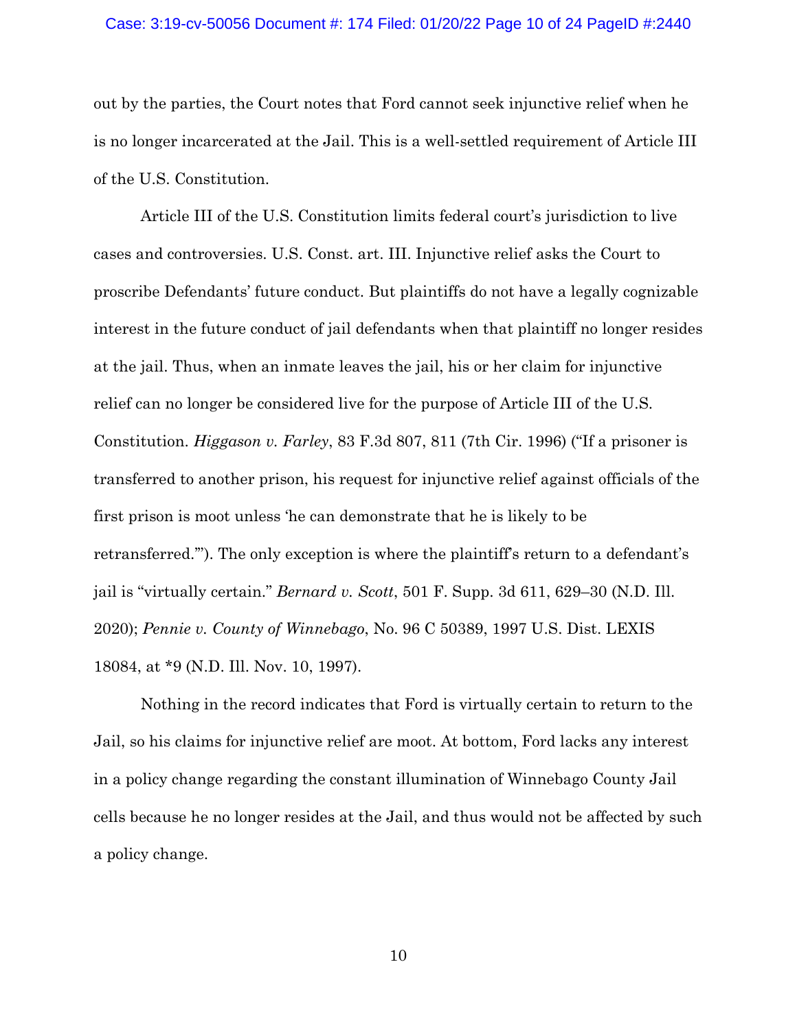out by the parties, the Court notes that Ford cannot seek injunctive relief when he is no longer incarcerated at the Jail. This is a well-settled requirement of Article III of the U.S. Constitution.

Article III of the U.S. Constitution limits federal court's jurisdiction to live cases and controversies. U.S. Const. art. III. Injunctive relief asks the Court to proscribe Defendants' future conduct. But plaintiffs do not have a legally cognizable interest in the future conduct of jail defendants when that plaintiff no longer resides at the jail. Thus, when an inmate leaves the jail, his or her claim for injunctive relief can no longer be considered live for the purpose of Article III of the U.S. Constitution. *Higgason v. Farley*, 83 F.3d 807, 811 (7th Cir. 1996) ("If a prisoner is transferred to another prison, his request for injunctive relief against officials of the first prison is moot unless 'he can demonstrate that he is likely to be retransferred.'"). The only exception is where the plaintiff's return to a defendant's jail is "virtually certain." *Bernard v. Scott*, 501 F. Supp. 3d 611, 629–30 (N.D. Ill. 2020); *Pennie v. County of Winnebago*, No. 96 C 50389, 1997 U.S. Dist. LEXIS 18084, at *9 (N.D. Ill. Nov. 10, 1997).

Nothing in the record indicates that Ford is virtually certain to return to the Jail, so his claims for injunctive relief are moot. At bottom, Ford lacks any interest in a policy change regarding the constant illumination of Winnebago County Jail cells because he no longer resides at the Jail, and thus would not be affected by such a policy change.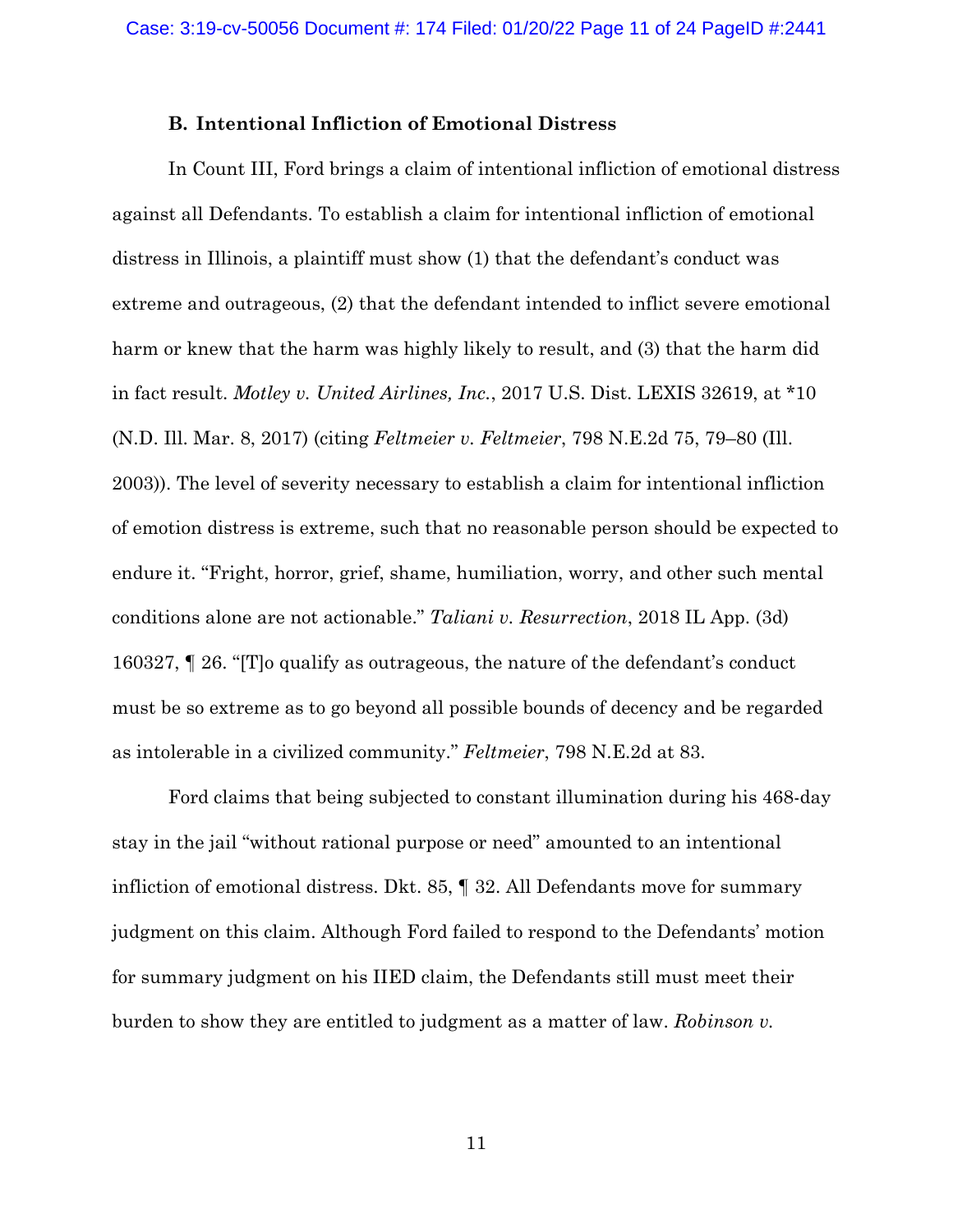### B. Intentional Infliction of Emotional Distress

In Count III, Ford brings a claim of intentional infliction of emotional distress against all Defendants. To establish a claim for intentional infliction of emotional distress in Illinois, a plaintiff must show (1) that the defendant's conduct was extreme and outrageous, (2) that the defendant intended to inflict severe emotional harm or knew that the harm was highly likely to result, and (3) that the harm did in fact result. *Motley v. United Airlines, Inc.*, 2017 U.S. Dist. LEXIS 32619, at *10 (N.D. Ill. Mar. 8, 2017) (citing *Feltmeier v. Feltmeier*, 798 N.E.2d 75, 79–80 (Ill. 2003)). The level of severity necessary to establish a claim for intentional infliction of emotion distress is extreme, such that no reasonable person should be expected to endure it. "Fright, horror, grief, shame, humiliation, worry, and other such mental conditions alone are not actionable." *Taliani v. Resurrection*, 2018 IL App. (3d) 160327, ¶ 26. "[T]o qualify as outrageous, the nature of the defendant's conduct must be so extreme as to go beyond all possible bounds of decency and be regarded as intolerable in a civilized community." *Feltmeier*, 798 N.E.2d at 83.

Ford claims that being subjected to constant illumination during his 468-day stay in the jail "without rational purpose or need" amounted to an intentional infliction of emotional distress. Dkt. 85, ¶ 32. All Defendants move for summary judgment on this claim. Although Ford failed to respond to the Defendants' motion for summary judgment on his IIED claim, the Defendants still must meet their burden to show they are entitled to judgment as a matter of law. *Robinson v.*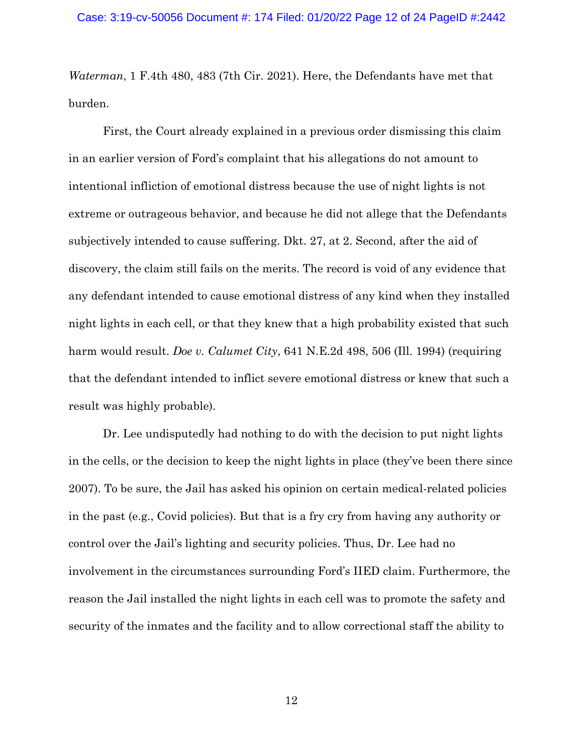*Waterman*, 1 F.4th 480, 483 (7th Cir. 2021). Here, the Defendants have met that burden.

First, the Court already explained in a previous order dismissing this claim in an earlier version of Ford's complaint that his allegations do not amount to intentional infliction of emotional distress because the use of night lights is not extreme or outrageous behavior, and because he did not allege that the Defendants subjectively intended to cause suffering. Dkt. 27, at 2. Second, after the aid of discovery, the claim still fails on the merits. The record is void of any evidence that any defendant intended to cause emotional distress of any kind when they installed night lights in each cell, or that they knew that a high probability existed that such harm would result. *Doe v. Calumet City*, 641 N.E.2d 498, 506 (Ill. 1994) (requiring that the defendant intended to inflict severe emotional distress or knew that such a result was highly probable).

Dr. Lee undisputedly had nothing to do with the decision to put night lights in the cells, or the decision to keep the night lights in place (they've been there since 2007). To be sure, the Jail has asked his opinion on certain medical-related policies in the past (e.g., Covid policies). But that is a fry cry from having any authority or control over the Jail's lighting and security policies. Thus, Dr. Lee had no involvement in the circumstances surrounding Ford's IIED claim. Furthermore, the reason the Jail installed the night lights in each cell was to promote the safety and security of the inmates and the facility and to allow correctional staff the ability to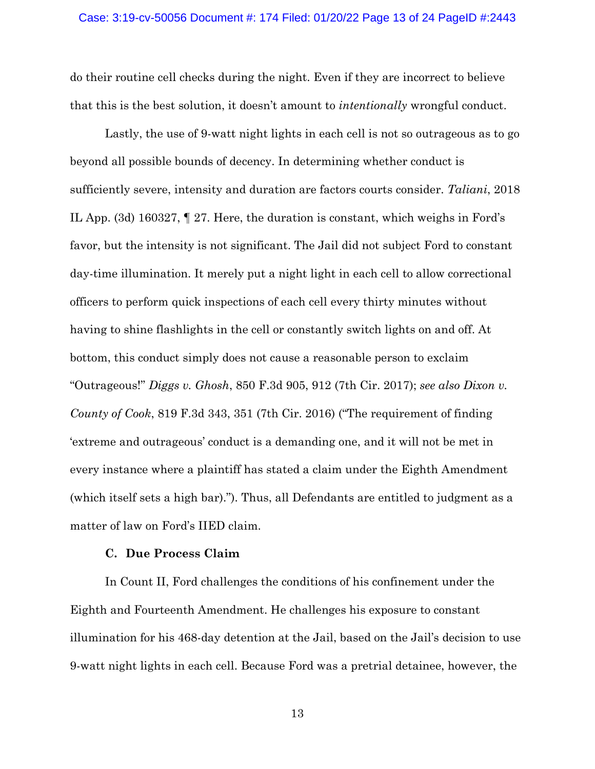do their routine cell checks during the night. Even if they are incorrect to believe that this is the best solution, it doesn't amount to *intentionally* wrongful conduct.

Lastly, the use of 9-watt night lights in each cell is not so outrageous as to go beyond all possible bounds of decency. In determining whether conduct is sufficiently severe, intensity and duration are factors courts consider. *Taliani*, 2018 IL App. (3d) 160327, ¶ 27. Here, the duration is constant, which weighs in Ford's favor, but the intensity is not significant. The Jail did not subject Ford to constant day-time illumination. It merely put a night light in each cell to allow correctional officers to perform quick inspections of each cell every thirty minutes without having to shine flashlights in the cell or constantly switch lights on and off. At bottom, this conduct simply does not cause a reasonable person to exclaim "Outrageous!" *Diggs v. Ghosh*, 850 F.3d 905, 912 (7th Cir. 2017); *see also Dixon v. County of Cook*, 819 F.3d 343, 351 (7th Cir. 2016) ("The requirement of finding 'extreme and outrageous' conduct is a demanding one, and it will not be met in every instance where a plaintiff has stated a claim under the Eighth Amendment (which itself sets a high bar)."). Thus, all Defendants are entitled to judgment as a matter of law on Ford's IIED claim.

### C. Due Process Claim

In Count II, Ford challenges the conditions of his confinement under the Eighth and Fourteenth Amendment. He challenges his exposure to constant illumination for his 468-day detention at the Jail, based on the Jail's decision to use 9-watt night lights in each cell. Because Ford was a pretrial detainee, however, the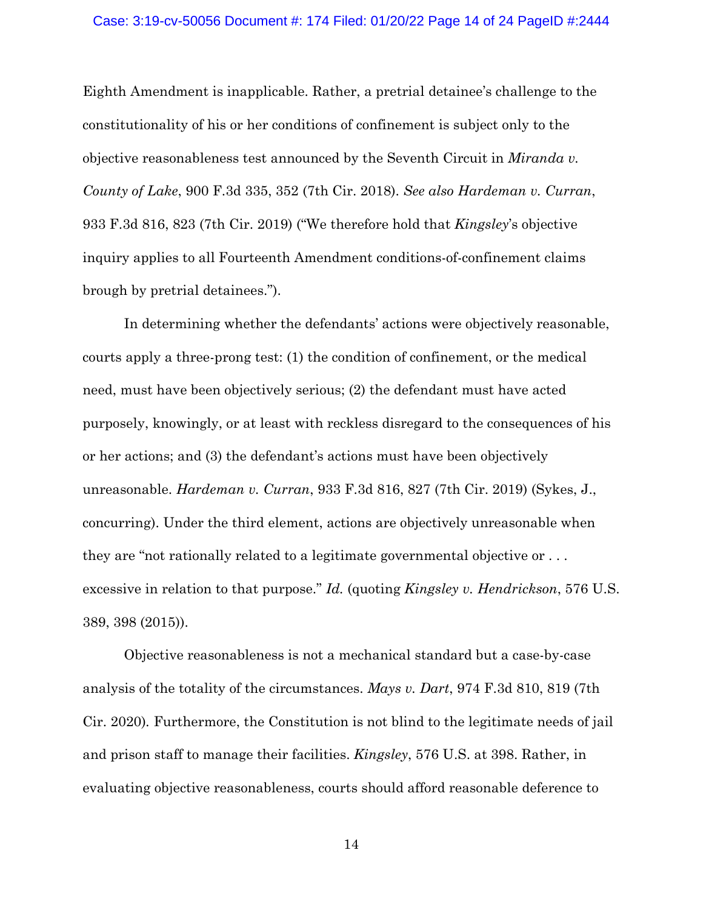Eighth Amendment is inapplicable. Rather, a pretrial detainee's challenge to the constitutionality of his or her conditions of confinement is subject only to the objective reasonableness test announced by the Seventh Circuit in *Miranda v. County of Lake*, 900 F.3d 335, 352 (7th Cir. 2018). *See also Hardeman v. Curran*, 933 F.3d 816, 823 (7th Cir. 2019) ("We therefore hold that *Kingsley*'s objective inquiry applies to all Fourteenth Amendment conditions-of-confinement claims brough by pretrial detainees.").

In determining whether the defendants' actions were objectively reasonable, courts apply a three-prong test: (1) the condition of confinement, or the medical need, must have been objectively serious; (2) the defendant must have acted purposely, knowingly, or at least with reckless disregard to the consequences of his or her actions; and (3) the defendant's actions must have been objectively unreasonable. *Hardeman v. Curran*, 933 F.3d 816, 827 (7th Cir. 2019) (Sykes, J., concurring). Under the third element, actions are objectively unreasonable when they are "not rationally related to a legitimate governmental objective or . . . excessive in relation to that purpose." *Id.* (quoting *Kingsley v. Hendrickson*, 576 U.S. 389, 398 (2015)).

Objective reasonableness is not a mechanical standard but a case-by-case analysis of the totality of the circumstances. *Mays v. Dart*, 974 F.3d 810, 819 (7th Cir. 2020). Furthermore, the Constitution is not blind to the legitimate needs of jail and prison staff to manage their facilities. *Kingsley*, 576 U.S. at 398. Rather, in evaluating objective reasonableness, courts should afford reasonable deference to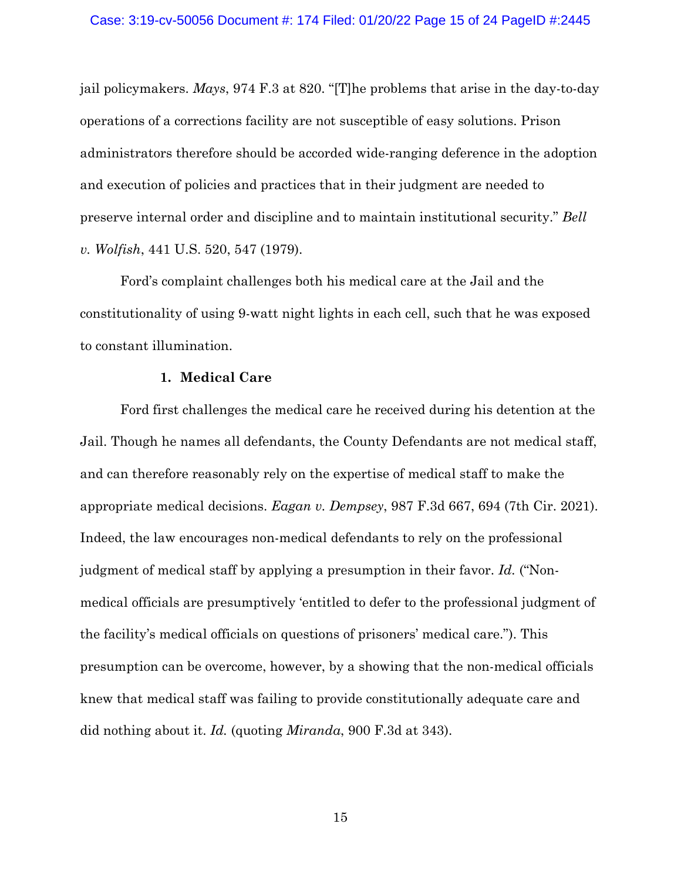jail policymakers. *Mays*, 974 F.3 at 820. "[T]he problems that arise in the day-to-day operations of a corrections facility are not susceptible of easy solutions. Prison administrators therefore should be accorded wide-ranging deference in the adoption and execution of policies and practices that in their judgment are needed to preserve internal order and discipline and to maintain institutional security." *Bell v. Wolfish*, 441 U.S. 520, 547 (1979).

Ford's complaint challenges both his medical care at the Jail and the constitutionality of using 9-watt night lights in each cell, such that he was exposed to constant illumination.

### 1. Medical Care

Ford first challenges the medical care he received during his detention at the Jail. Though he names all defendants, the County Defendants are not medical staff, and can therefore reasonably rely on the expertise of medical staff to make the appropriate medical decisions. *Eagan v. Dempsey*, 987 F.3d 667, 694 (7th Cir. 2021). Indeed, the law encourages non-medical defendants to rely on the professional judgment of medical staff by applying a presumption in their favor. *Id.* ("Non-medical officials are presumptively 'entitled to defer to the professional judgment of the facility's medical officials on questions of prisoners' medical care."). This presumption can be overcome, however, by a showing that the non-medical officials knew that medical staff was failing to provide constitutionally adequate care and did nothing about it. *Id.* (quoting *Miranda*, 900 F.3d at 343).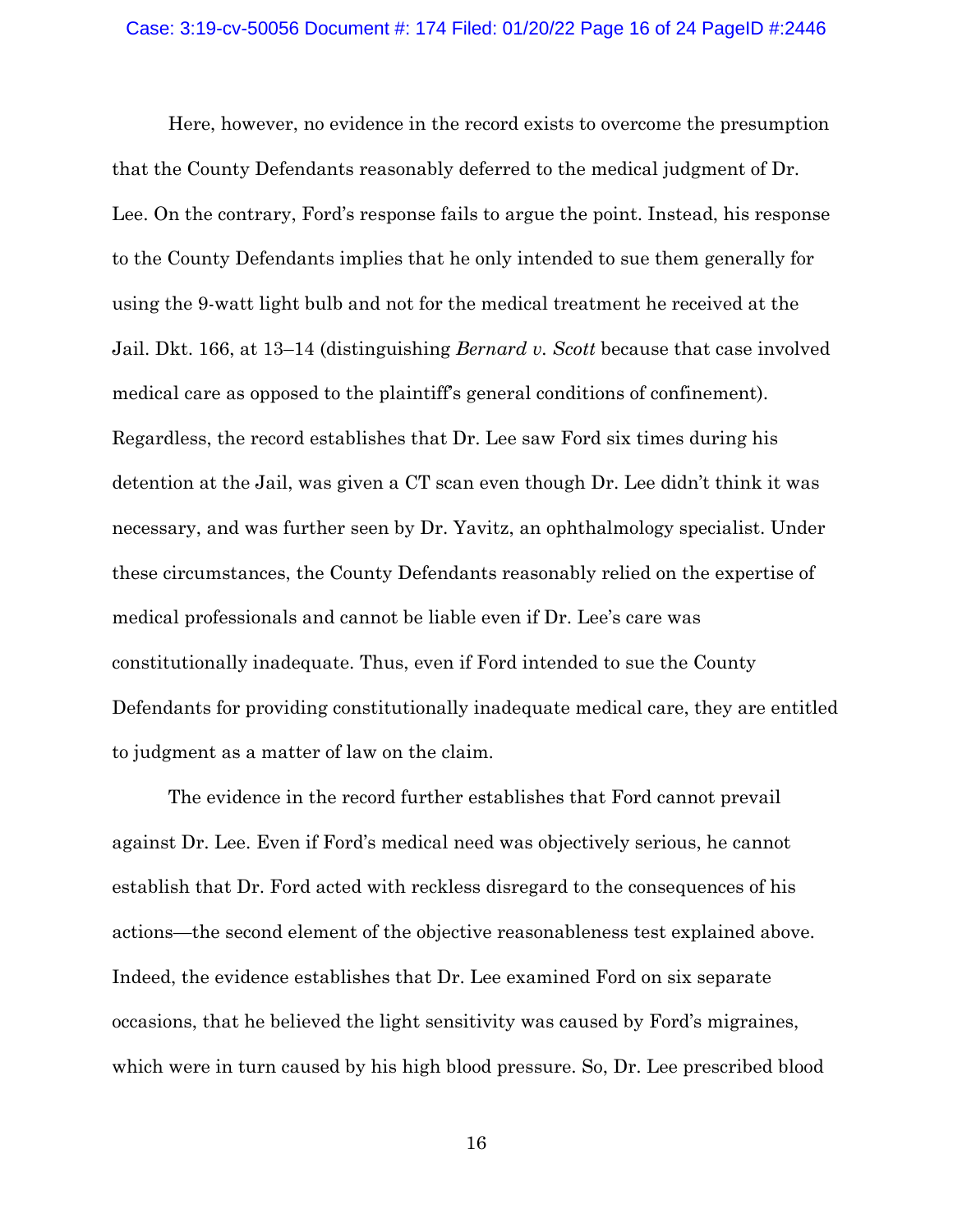Here, however, no evidence in the record exists to overcome the presumption that the County Defendants reasonably deferred to the medical judgment of Dr. Lee. On the contrary, Ford's response fails to argue the point. Instead, his response to the County Defendants implies that he only intended to sue them generally for using the 9-watt light bulb and not for the medical treatment he received at the Jail. Dkt. 166, at 13–14 (distinguishing *Bernard v. Scott* because that case involved medical care as opposed to the plaintiff's general conditions of confinement). Regardless, the record establishes that Dr. Lee saw Ford six times during his detention at the Jail, was given a CT scan even though Dr. Lee didn't think it was necessary, and was further seen by Dr. Yavitz, an ophthalmology specialist. Under these circumstances, the County Defendants reasonably relied on the expertise of medical professionals and cannot be liable even if Dr. Lee's care was constitutionally inadequate. Thus, even if Ford intended to sue the County Defendants for providing constitutionally inadequate medical care, they are entitled to judgment as a matter of law on the claim.

The evidence in the record further establishes that Ford cannot prevail against Dr. Lee. Even if Ford's medical need was objectively serious, he cannot establish that Dr. Ford acted with reckless disregard to the consequences of his actions—the second element of the objective reasonableness test explained above. Indeed, the evidence establishes that Dr. Lee examined Ford on six separate occasions, that he believed the light sensitivity was caused by Ford's migraines, which were in turn caused by his high blood pressure. So, Dr. Lee prescribed blood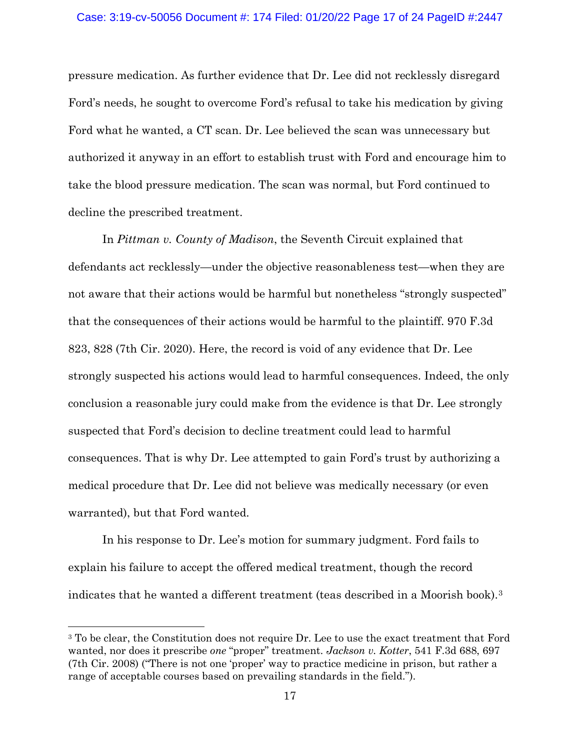pressure medication. As further evidence that Dr. Lee did not recklessly disregard Ford's needs, he sought to overcome Ford's refusal to take his medication by giving Ford what he wanted, a CT scan. Dr. Lee believed the scan was unnecessary but authorized it anyway in an effort to establish trust with Ford and encourage him to take the blood pressure medication. The scan was normal, but Ford continued to decline the prescribed treatment.

In *Pittman v. County of Madison*, the Seventh Circuit explained that defendants act recklessly—under the objective reasonableness test—when they are not aware that their actions would be harmful but nonetheless "strongly suspected" that the consequences of their actions would be harmful to the plaintiff. 970 F.3d 823, 828 (7th Cir. 2020). Here, the record is void of any evidence that Dr. Lee strongly suspected his actions would lead to harmful consequences. Indeed, the only conclusion a reasonable jury could make from the evidence is that Dr. Lee strongly suspected that Ford's decision to decline treatment could lead to harmful consequences. That is why Dr. Lee attempted to gain Ford's trust by authorizing a medical procedure that Dr. Lee did not believe was medically necessary (or even warranted), but that Ford wanted.

In his response to Dr. Lee's motion for summary judgment. Ford fails to explain his failure to accept the offered medical treatment, though the record indicates that he wanted a different treatment (teas described in a Moorish book).[3]

---

[3] To be clear, the Constitution does not require Dr. Lee to use the exact treatment that Ford wanted, nor does it prescribe *one* "proper" treatment. *Jackson v. Kotter*, 541 F.3d 688, 697 (7th Cir. 2008) ("There is not one 'proper' way to practice medicine in prison, but rather a range of acceptable courses based on prevailing standards in the field.").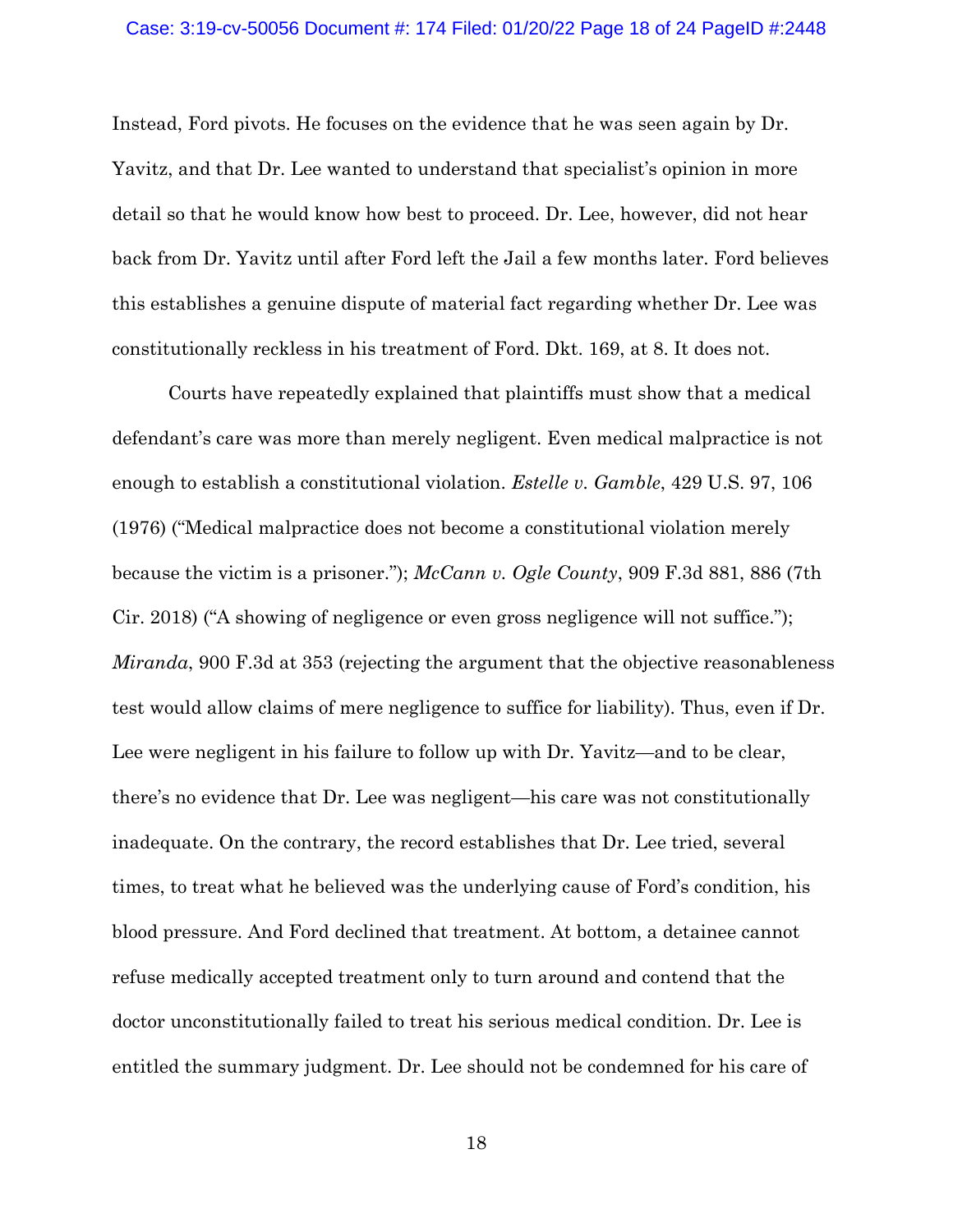Instead, Ford pivots. He focuses on the evidence that he was seen again by Dr. Yavitz, and that Dr. Lee wanted to understand that specialist's opinion in more detail so that he would know how best to proceed. Dr. Lee, however, did not hear back from Dr. Yavitz until after Ford left the Jail a few months later. Ford believes this establishes a genuine dispute of material fact regarding whether Dr. Lee was constitutionally reckless in his treatment of Ford. Dkt. 169, at 8. It does not.

Courts have repeatedly explained that plaintiffs must show that a medical defendant's care was more than merely negligent. Even medical malpractice is not enough to establish a constitutional violation. *Estelle v. Gamble*, 429 U.S. 97, 106 (1976) ("Medical malpractice does not become a constitutional violation merely because the victim is a prisoner."); *McCann v. Ogle County*, 909 F.3d 881, 886 (7th Cir. 2018) ("A showing of negligence or even gross negligence will not suffice."); *Miranda*, 900 F.3d at 353 (rejecting the argument that the objective reasonableness test would allow claims of mere negligence to suffice for liability). Thus, even if Dr. Lee were negligent in his failure to follow up with Dr. Yavitz—and to be clear, there's no evidence that Dr. Lee was negligent—his care was not constitutionally inadequate. On the contrary, the record establishes that Dr. Lee tried, several times, to treat what he believed was the underlying cause of Ford's condition, his blood pressure. And Ford declined that treatment. At bottom, a detainee cannot refuse medically accepted treatment only to turn around and contend that the doctor unconstitutionally failed to treat his serious medical condition. Dr. Lee is entitled the summary judgment. Dr. Lee should not be condemned for his care of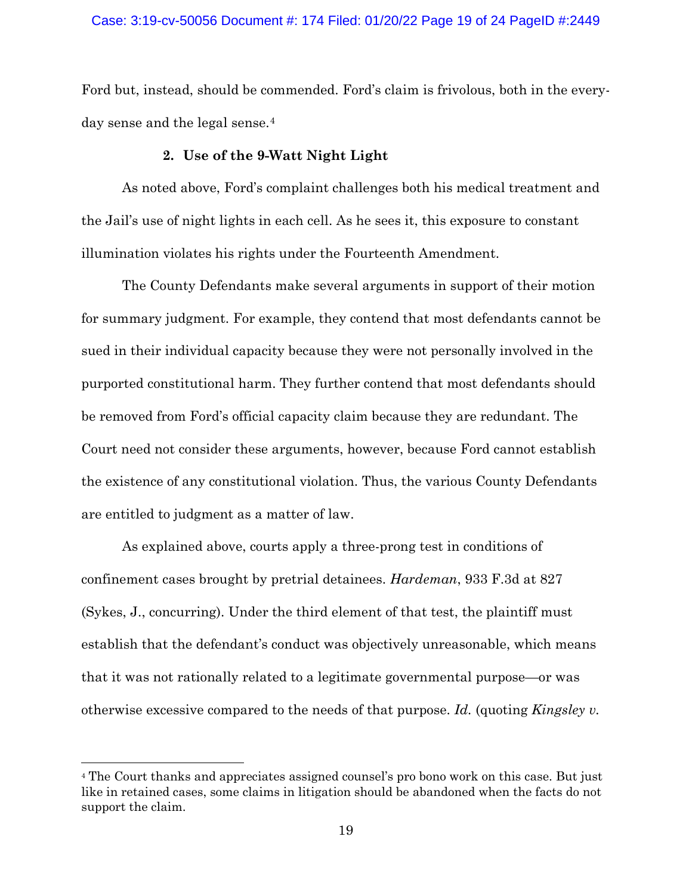Ford but, instead, should be commended. Ford's claim is frivolous, both in the every-day sense and the legal sense.[4]

### 2. Use of the 9-Watt Night Light

As noted above, Ford's complaint challenges both his medical treatment and the Jail's use of night lights in each cell. As he sees it, this exposure to constant illumination violates his rights under the Fourteenth Amendment.

The County Defendants make several arguments in support of their motion for summary judgment. For example, they contend that most defendants cannot be sued in their individual capacity because they were not personally involved in the purported constitutional harm. They further contend that most defendants should be removed from Ford's official capacity claim because they are redundant. The Court need not consider these arguments, however, because Ford cannot establish the existence of any constitutional violation. Thus, the various County Defendants are entitled to judgment as a matter of law.

As explained above, courts apply a three-prong test in conditions of confinement cases brought by pretrial detainees. *Hardeman*, 933 F.3d at 827 (Sykes, J., concurring). Under the third element of that test, the plaintiff must establish that the defendant's conduct was objectively unreasonable, which means that it was not rationally related to a legitimate governmental purpose—or was otherwise excessive compared to the needs of that purpose. *Id.* (quoting *Kingsley v.*

[4] The Court thanks and appreciates assigned counsel's pro bono work on this case. But just like in retained cases, some claims in litigation should be abandoned when the facts do not support the claim.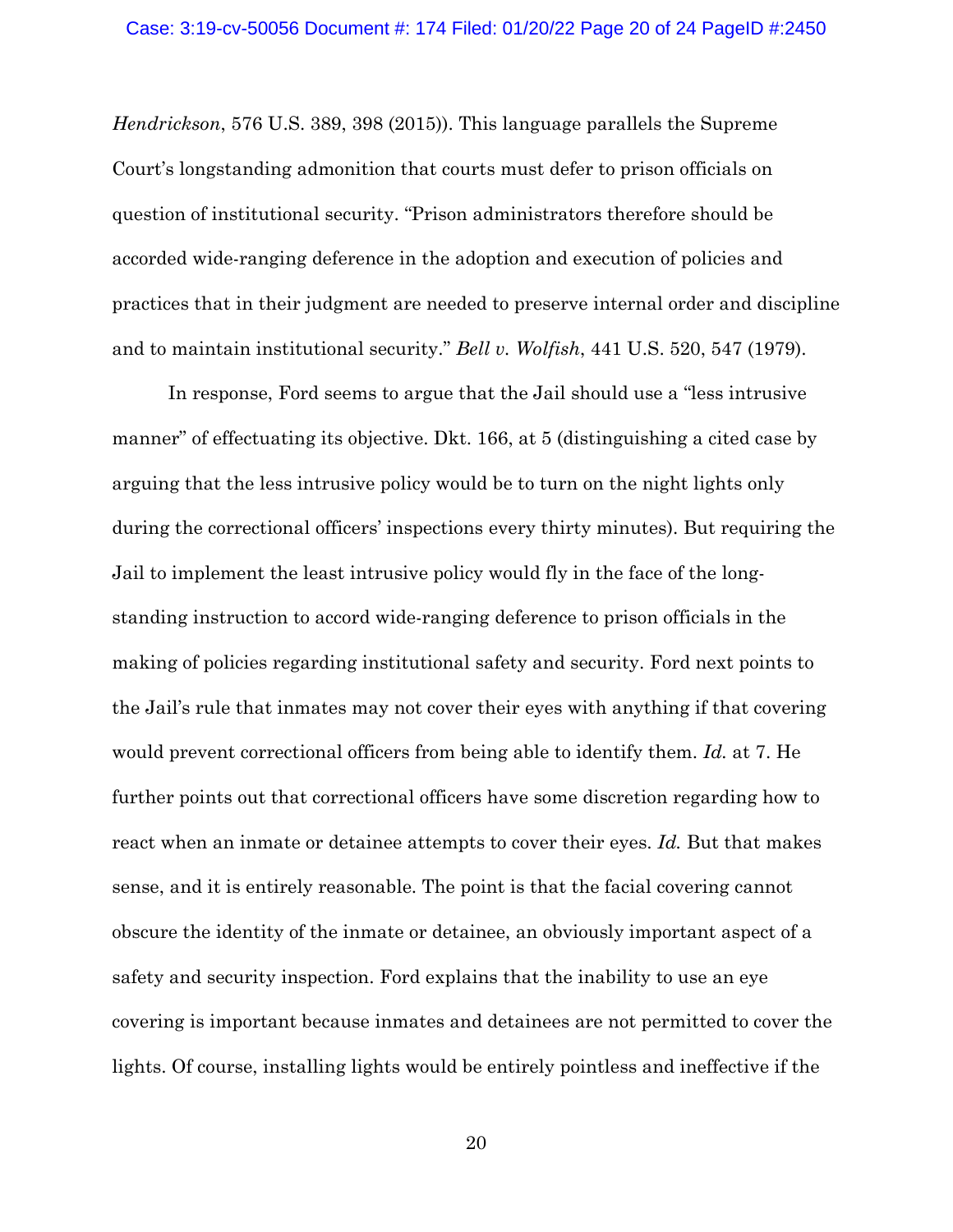*Hendrickson*, 576 U.S. 389, 398 (2015)). This language parallels the Supreme Court's longstanding admonition that courts must defer to prison officials on question of institutional security. "Prison administrators therefore should be accorded wide-ranging deference in the adoption and execution of policies and practices that in their judgment are needed to preserve internal order and discipline and to maintain institutional security." *Bell v. Wolfish*, 441 U.S. 520, 547 (1979).

In response, Ford seems to argue that the Jail should use a "less intrusive manner" of effectuating its objective. Dkt. 166, at 5 (distinguishing a cited case by arguing that the less intrusive policy would be to turn on the night lights only during the correctional officers' inspections every thirty minutes). But requiring the Jail to implement the least intrusive policy would fly in the face of the long-standing instruction to accord wide-ranging deference to prison officials in the making of policies regarding institutional safety and security. Ford next points to the Jail's rule that inmates may not cover their eyes with anything if that covering would prevent correctional officers from being able to identify them. *Id.* at 7. He further points out that correctional officers have some discretion regarding how to react when an inmate or detainee attempts to cover their eyes. *Id.* But that makes sense, and it is entirely reasonable. The point is that the facial covering cannot obscure the identity of the inmate or detainee, an obviously important aspect of a safety and security inspection. Ford explains that the inability to use an eye covering is important because inmates and detainees are not permitted to cover the lights. Of course, installing lights would be entirely pointless and ineffective if the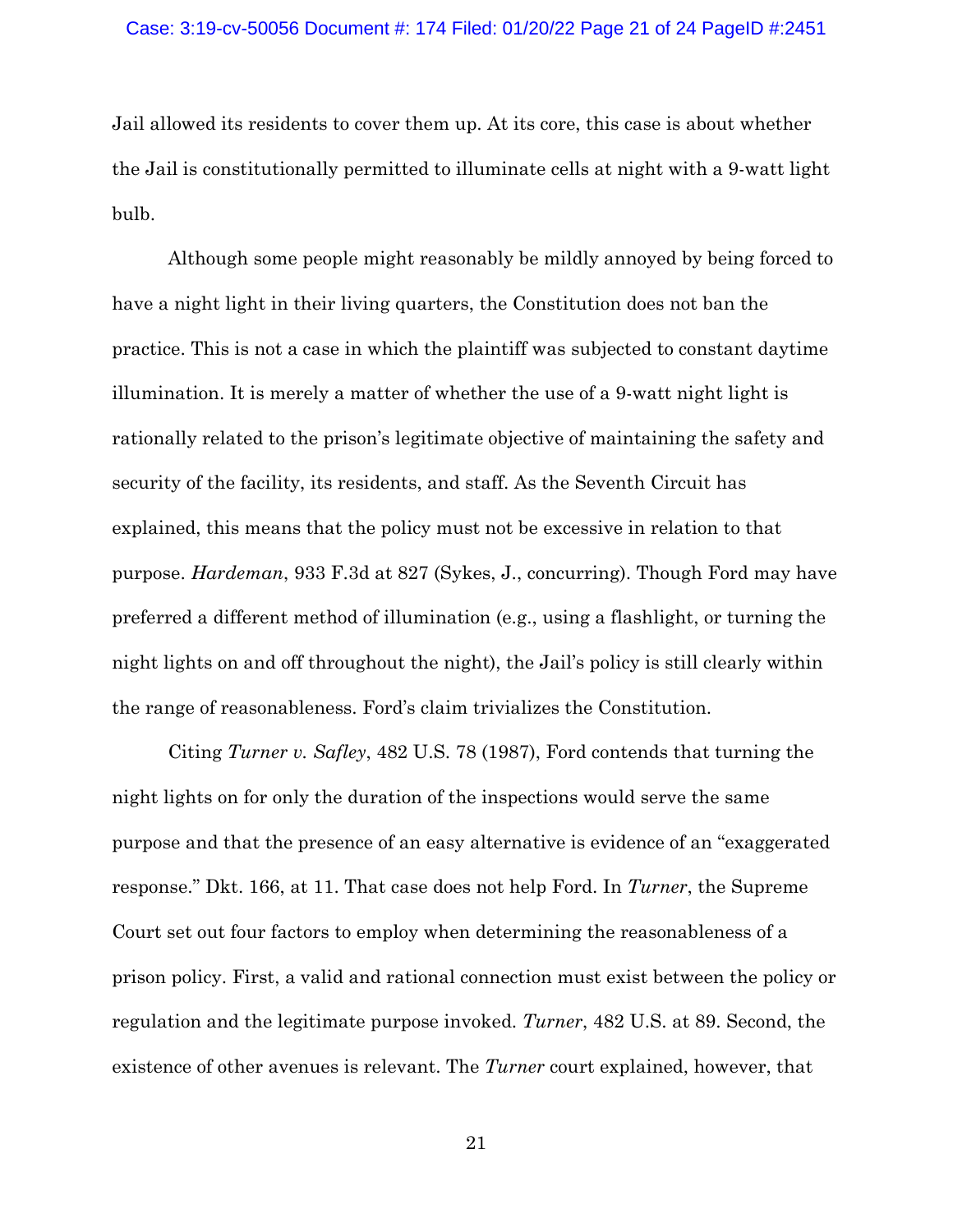Jail allowed its residents to cover them up. At its core, this case is about whether the Jail is constitutionally permitted to illuminate cells at night with a 9-watt light bulb.

Although some people might reasonably be mildly annoyed by being forced to have a night light in their living quarters, the Constitution does not ban the practice. This is not a case in which the plaintiff was subjected to constant daytime illumination. It is merely a matter of whether the use of a 9-watt night light is rationally related to the prison's legitimate objective of maintaining the safety and security of the facility, its residents, and staff. As the Seventh Circuit has explained, this means that the policy must not be excessive in relation to that purpose. *Hardeman*, 933 F.3d at 827 (Sykes, J., concurring). Though Ford may have preferred a different method of illumination (e.g., using a flashlight, or turning the night lights on and off throughout the night), the Jail's policy is still clearly within the range of reasonableness. Ford's claim trivializes the Constitution.

Citing *Turner v. Safley*, 482 U.S. 78 (1987), Ford contends that turning the night lights on for only the duration of the inspections would serve the same purpose and that the presence of an easy alternative is evidence of an "exaggerated response." Dkt. 166, at 11. That case does not help Ford. In *Turner*, the Supreme Court set out four factors to employ when determining the reasonableness of a prison policy. First, a valid and rational connection must exist between the policy or regulation and the legitimate purpose invoked. *Turner*, 482 U.S. at 89. Second, the existence of other avenues is relevant. The *Turner* court explained, however, that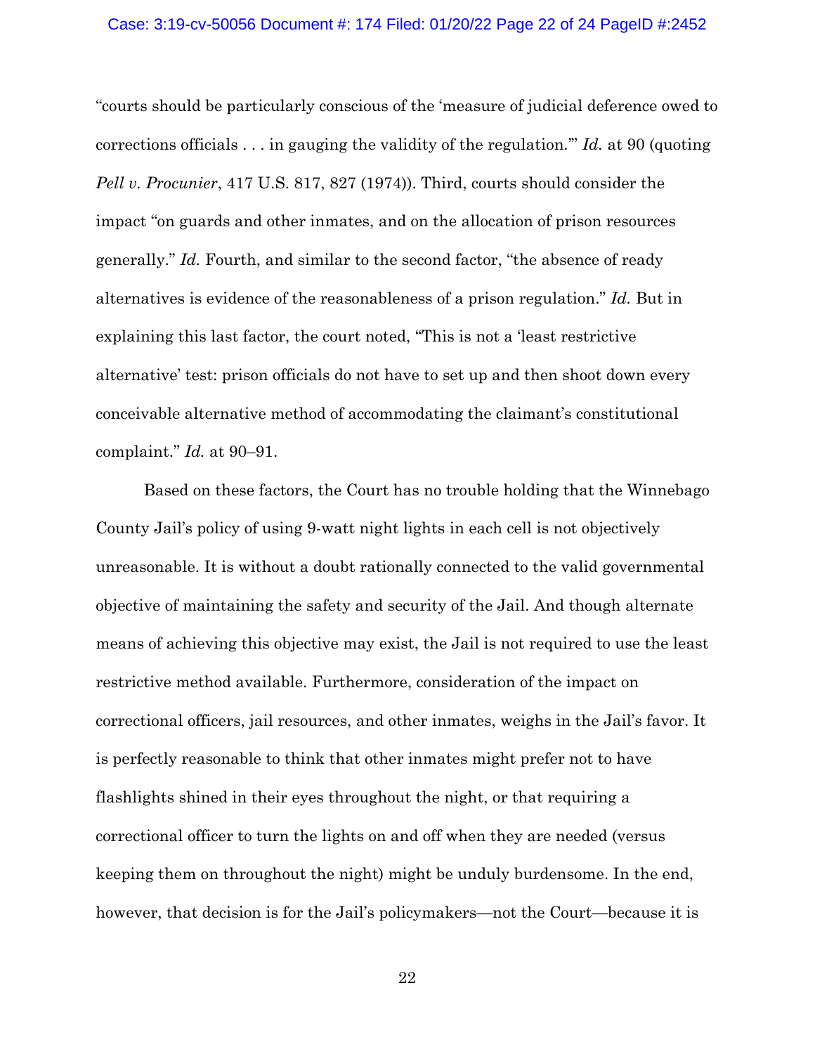"courts should be particularly conscious of the 'measure of judicial deference owed to corrections officials . . . in gauging the validity of the regulation.'" *Id.* at 90 (quoting *Pell v. Procunier*, 417 U.S. 817, 827 (1974)). Third, courts should consider the impact "on guards and other inmates, and on the allocation of prison resources generally." *Id.* Fourth, and similar to the second factor, "the absence of ready alternatives is evidence of the reasonableness of a prison regulation." *Id.* But in explaining this last factor, the court noted, "This is not a 'least restrictive alternative' test: prison officials do not have to set up and then shoot down every conceivable alternative method of accommodating the claimant's constitutional complaint." *Id.* at 90–91.

Based on these factors, the Court has no trouble holding that the Winnebago County Jail's policy of using 9-watt night lights in each cell is not objectively unreasonable. It is without a doubt rationally connected to the valid governmental objective of maintaining the safety and security of the Jail. And though alternate means of achieving this objective may exist, the Jail is not required to use the least restrictive method available. Furthermore, consideration of the impact on correctional officers, jail resources, and other inmates, weighs in the Jail's favor. It is perfectly reasonable to think that other inmates might prefer not to have flashlights shined in their eyes throughout the night, or that requiring a correctional officer to turn the lights on and off when they are needed (versus keeping them on throughout the night) might be unduly burdensome. In the end, however, that decision is for the Jail's policymakers—not the Court—because it is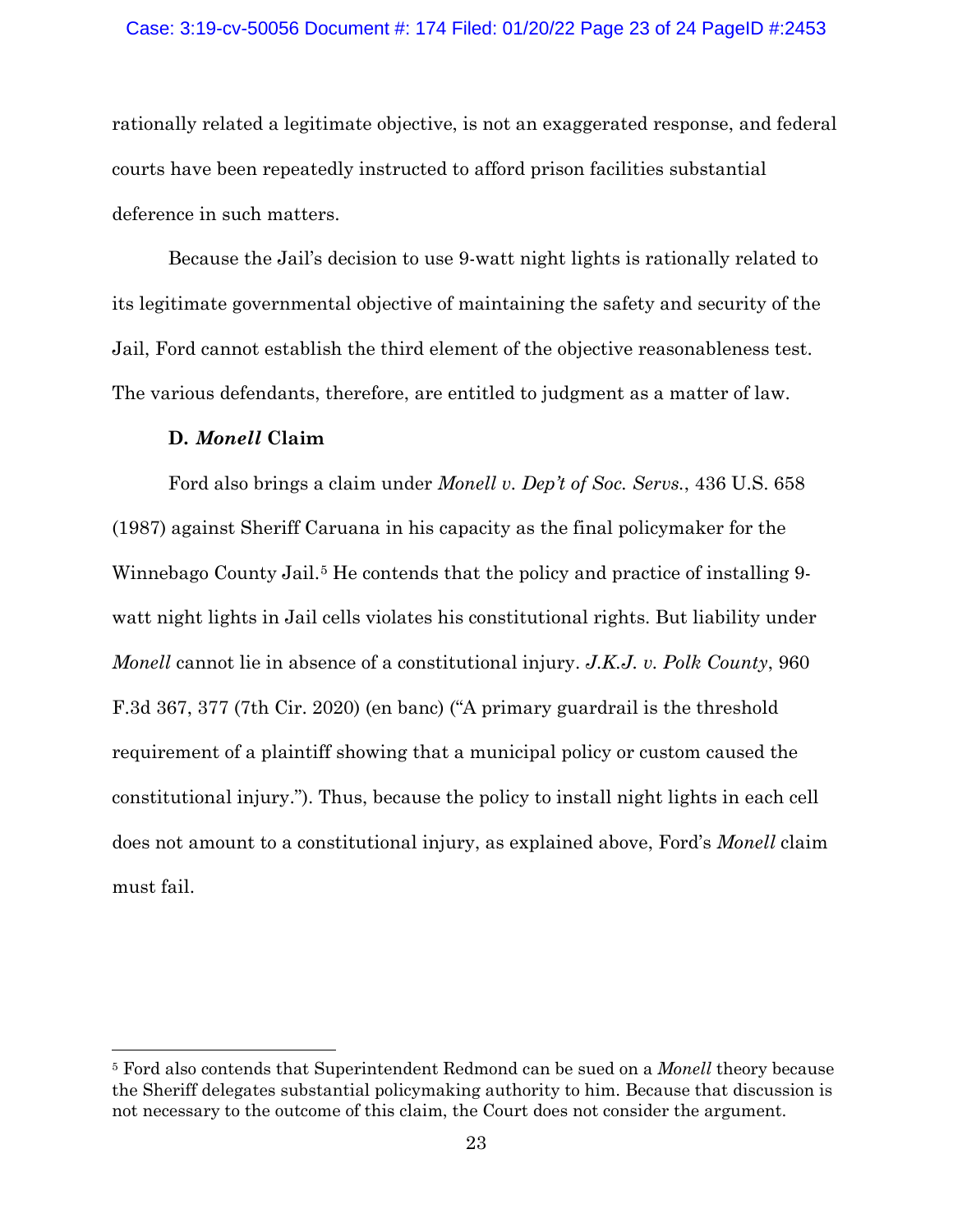rationally related a legitimate objective, is not an exaggerated response, and federal courts have been repeatedly instructed to afford prison facilities substantial deference in such matters.

Because the Jail's decision to use 9-watt night lights is rationally related to its legitimate governmental objective of maintaining the safety and security of the Jail, Ford cannot establish the third element of the objective reasonableness test. The various defendants, therefore, are entitled to judgment as a matter of law.

**D. *Monell* Claim**

Ford also brings a claim under *Monell v. Dep't of Soc. Servs.*, 436 U.S. 658 (1987) against Sheriff Caruana in his capacity as the final policymaker for the Winnebago County Jail.[5] He contends that the policy and practice of installing 9-watt night lights in Jail cells violates his constitutional rights. But liability under *Monell* cannot lie in absence of a constitutional injury. *J.K.J. v. Polk County*, 960 F.3d 367, 377 (7th Cir. 2020) (en banc) ("A primary guardrail is the threshold requirement of a plaintiff showing that a municipal policy or custom caused the constitutional injury."). Thus, because the policy to install night lights in each cell does not amount to a constitutional injury, as explained above, Ford's *Monell* claim must fail.

---

[5] Ford also contends that Superintendent Redmond can be sued on a *Monell* theory because the Sheriff delegates substantial policymaking authority to him. Because that discussion is not necessary to the outcome of this claim, the Court does not consider the argument.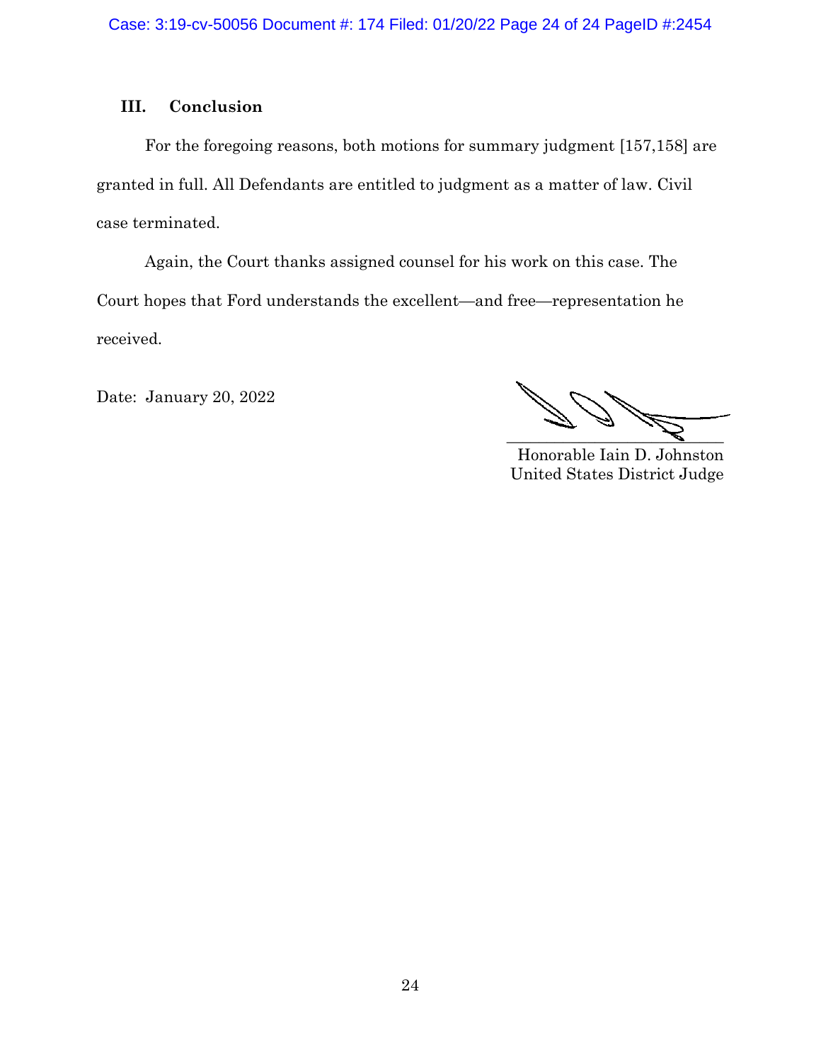## III. Conclusion

For the foregoing reasons, both motions for summary judgment [157,158] are granted in full. All Defendants are entitled to judgment as a matter of law. Civil case terminated.

Again, the Court thanks assigned counsel for his work on this case. The Court hopes that Ford understands the excellent—and free—representation he received.

Date: January 20, 2022

Honorable Iain D. Johnston
United States District Judge